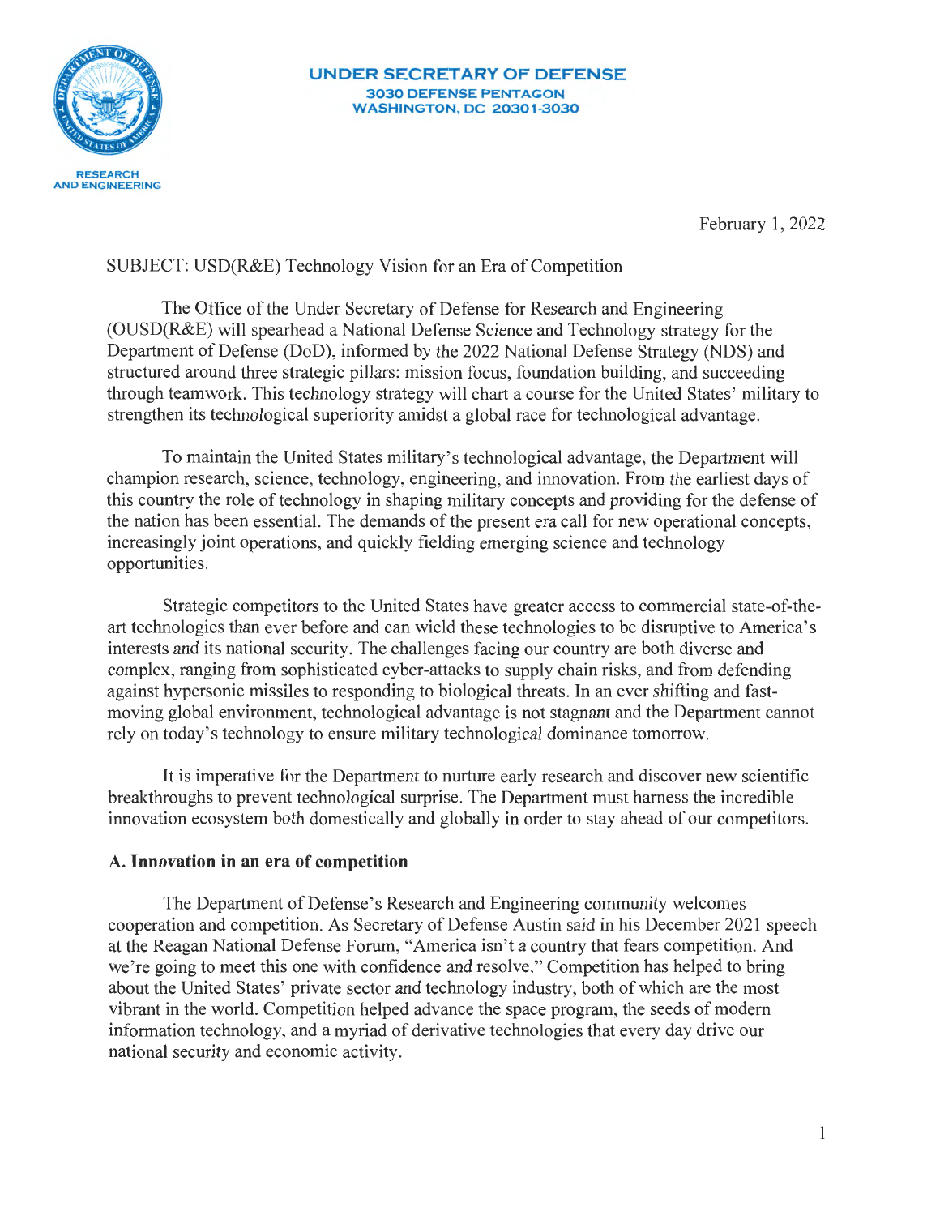**UNDER SECRETARY OF DEFENSE**
**3030 DEFENSE PENTAGON**
**WASHINGTON, DC 20301-3030**

**RESEARCH AND ENGINEERING**

February 1, 2022

SUBJECT: USD(R&E) Technology Vision for an Era of Competition

The Office of the Under Secretary of Defense for Research and Engineering (OUSD(R&E) will spearhead a National Defense Science and Technology strategy for the Department of Defense (DoD), informed by the 2022 National Defense Strategy (NDS) and structured around three strategic pillars: mission focus, foundation building, and succeeding through teamwork. This technology strategy will chart a course for the United States' military to strengthen its technological superiority amidst a global race for technological advantage.

To maintain the United States military's technological advantage, the Department will champion research, science, technology, engineering, and innovation. From the earliest days of this country the role of technology in shaping military concepts and providing for the defense of the nation has been essential. The demands of the present era call for new operational concepts, increasingly joint operations, and quickly fielding emerging science and technology opportunities.

Strategic competitors to the United States have greater access to commercial state-of-the-art technologies than ever before and can wield these technologies to be disruptive to America's interests and its national security. The challenges facing our country are both diverse and complex, ranging from sophisticated cyber-attacks to supply chain risks, and from defending against hypersonic missiles to responding to biological threats. In an ever shifting and fast-moving global environment, technological advantage is not stagnant and the Department cannot rely on today's technology to ensure military technological dominance tomorrow.

It is imperative for the Department to nurture early research and discover new scientific breakthroughs to prevent technological surprise. The Department must harness the incredible innovation ecosystem both domestically and globally in order to stay ahead of our competitors.

**A. Innovation in an era of competition**

The Department of Defense's Research and Engineering community welcomes cooperation and competition. As Secretary of Defense Austin said in his December 2021 speech at the Reagan National Defense Forum, "America isn't a country that fears competition. And we're going to meet this one with confidence and resolve." Competition has helped to bring about the United States' private sector and technology industry, both of which are the most vibrant in the world. Competition helped advance the space program, the seeds of modern information technology, and a myriad of derivative technologies that every day drive our national security and economic activity.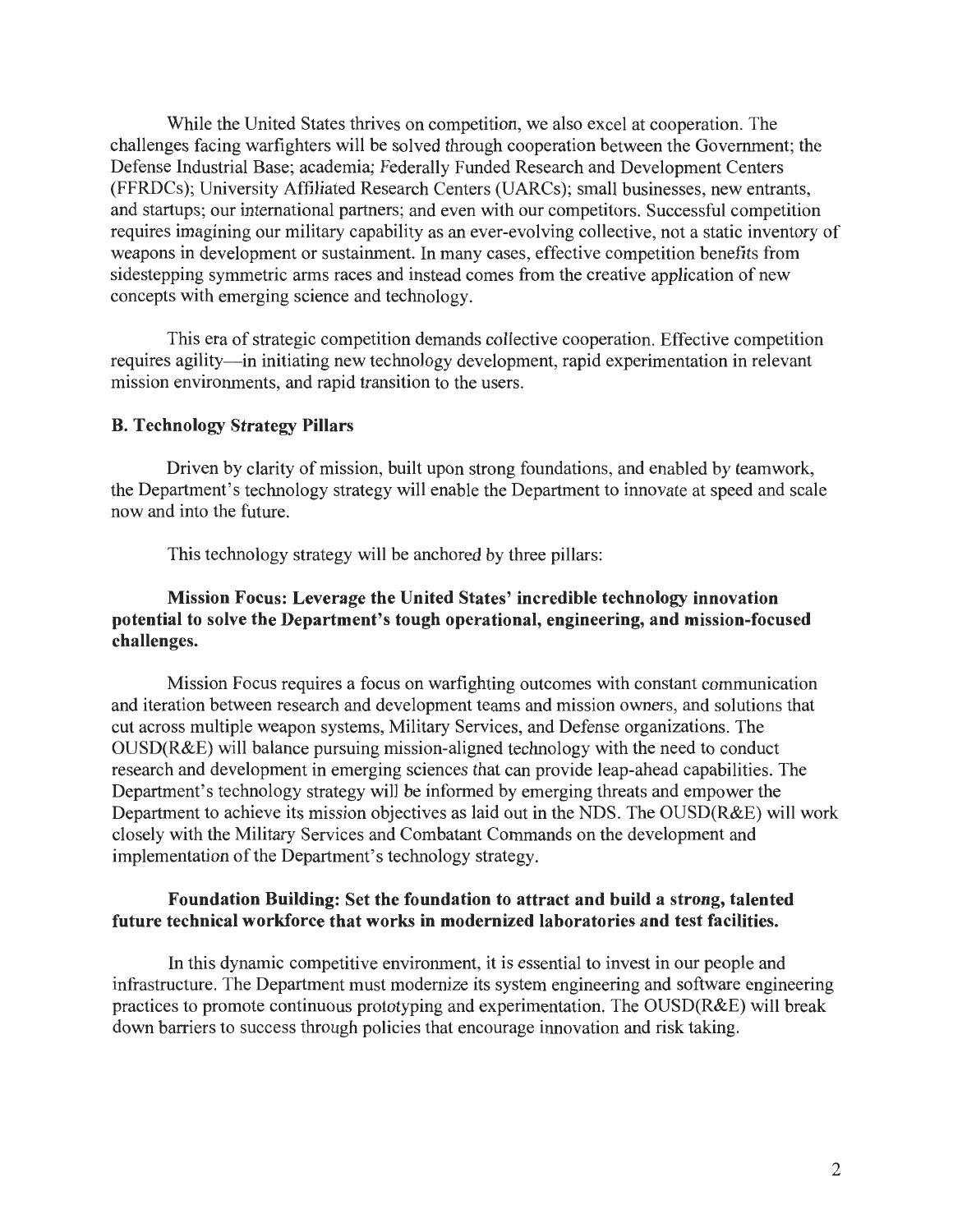While the United States thrives on competition, we also excel at cooperation. The challenges facing warfighters will be solved through cooperation between the Government; the Defense Industrial Base; academia; Federally Funded Research and Development Centers (FFRDCs); University Affiliated Research Centers (UARCs); small businesses, new entrants, and startups; our international partners; and even with our competitors. Successful competition requires imagining our military capability as an ever-evolving collective, not a static inventory of weapons in development or sustainment. In many cases, effective competition benefits from sidestepping symmetric arms races and instead comes from the creative application of new concepts with emerging science and technology.

This era of strategic competition demands collective cooperation. Effective competition requires agility—in initiating new technology development, rapid experimentation in relevant mission environments, and rapid transition to the users.

### B. Technology Strategy Pillars

Driven by clarity of mission, built upon strong foundations, and enabled by teamwork, the Department's technology strategy will enable the Department to innovate at speed and scale now and into the future.

This technology strategy will be anchored by three pillars:

**Mission Focus: Leverage the United States' incredible technology innovation potential to solve the Department's tough operational, engineering, and mission-focused challenges.**

Mission Focus requires a focus on warfighting outcomes with constant communication and iteration between research and development teams and mission owners, and solutions that cut across multiple weapon systems, Military Services, and Defense organizations. The OUSD(R&E) will balance pursuing mission-aligned technology with the need to conduct research and development in emerging sciences that can provide leap-ahead capabilities. The Department's technology strategy will be informed by emerging threats and empower the Department to achieve its mission objectives as laid out in the NDS. The OUSD(R&E) will work closely with the Military Services and Combatant Commands on the development and implementation of the Department's technology strategy.

**Foundation Building: Set the foundation to attract and build a strong, talented future technical workforce that works in modernized laboratories and test facilities.**

In this dynamic competitive environment, it is essential to invest in our people and infrastructure. The Department must modernize its system engineering and software engineering practices to promote continuous prototyping and experimentation. The OUSD(R&E) will break down barriers to success through policies that encourage innovation and risk taking.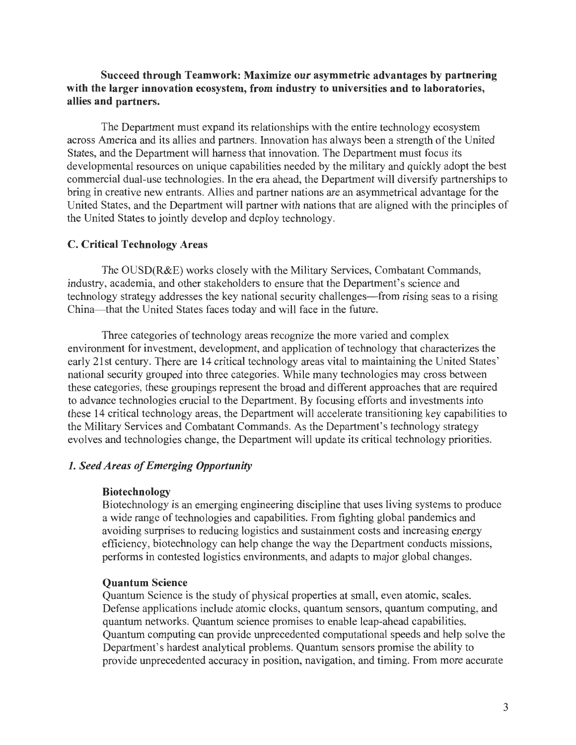**Succeed through Teamwork: Maximize our asymmetric advantages by partnering with the larger innovation ecosystem, from industry to universities and to laboratories, allies and partners.**

The Department must expand its relationships with the entire technology ecosystem across America and its allies and partners. Innovation has always been a strength of the United States, and the Department will harness that innovation. The Department must focus its developmental resources on unique capabilities needed by the military and quickly adopt the best commercial dual-use technologies. In the era ahead, the Department will diversify partnerships to bring in creative new entrants. Allies and partner nations are an asymmetrical advantage for the United States, and the Department will partner with nations that are aligned with the principles of the United States to jointly develop and deploy technology.

### C. Critical Technology Areas

The OUSD(R&E) works closely with the Military Services, Combatant Commands, industry, academia, and other stakeholders to ensure that the Department's science and technology strategy addresses the key national security challenges—from rising seas to a rising China—that the United States faces today and will face in the future.

Three categories of technology areas recognize the more varied and complex environment for investment, development, and application of technology that characterizes the early 21st century. There are 14 critical technology areas vital to maintaining the United States' national security grouped into three categories. While many technologies may cross between these categories, these groupings represent the broad and different approaches that are required to advance technologies crucial to the Department. By focusing efforts and investments into these 14 critical technology areas, the Department will accelerate transitioning key capabilities to the Military Services and Combatant Commands. As the Department's technology strategy evolves and technologies change, the Department will update its critical technology priorities.

#### *1. Seed Areas of Emerging Opportunity*

**Biotechnology**

Biotechnology is an emerging engineering discipline that uses living systems to produce a wide range of technologies and capabilities. From fighting global pandemics and avoiding surprises to reducing logistics and sustainment costs and increasing energy efficiency, biotechnology can help change the way the Department conducts missions, performs in contested logistics environments, and adapts to major global changes.

**Quantum Science**

Quantum Science is the study of physical properties at small, even atomic, scales. Defense applications include atomic clocks, quantum sensors, quantum computing, and quantum networks. Quantum science promises to enable leap-ahead capabilities. Quantum computing can provide unprecedented computational speeds and help solve the Department's hardest analytical problems. Quantum sensors promise the ability to provide unprecedented accuracy in position, navigation, and timing. From more accurate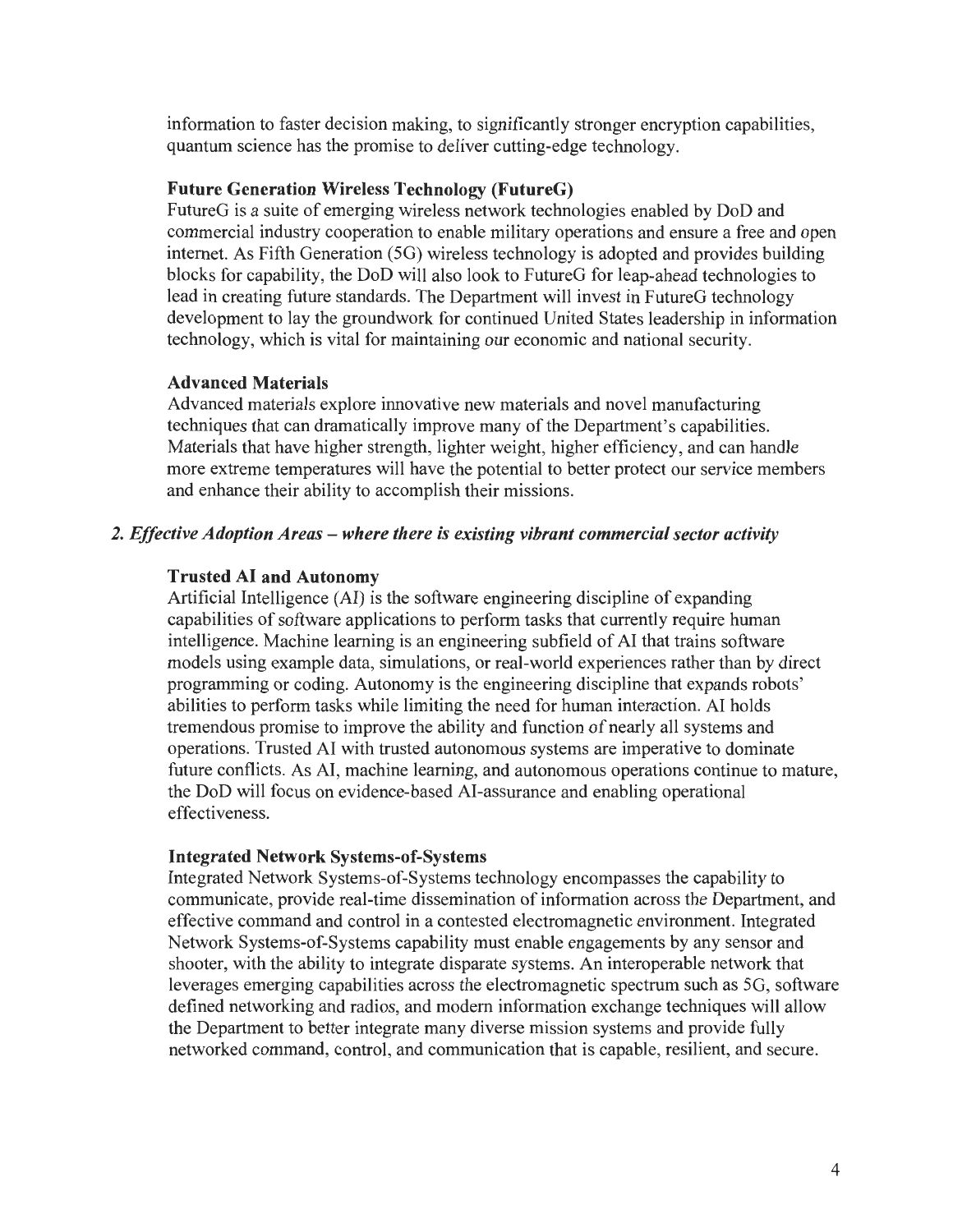information to faster decision making, to significantly stronger encryption capabilities, quantum science has the promise to deliver cutting-edge technology.

**Future Generation Wireless Technology (FutureG)**

FutureG is a suite of emerging wireless network technologies enabled by DoD and commercial industry cooperation to enable military operations and ensure a free and open internet. As Fifth Generation (5G) wireless technology is adopted and provides building blocks for capability, the DoD will also look to FutureG for leap-ahead technologies to lead in creating future standards. The Department will invest in FutureG technology development to lay the groundwork for continued United States leadership in information technology, which is vital for maintaining our economic and national security.

**Advanced Materials**

Advanced materials explore innovative new materials and novel manufacturing techniques that can dramatically improve many of the Department's capabilities. Materials that have higher strength, lighter weight, higher efficiency, and can handle more extreme temperatures will have the potential to better protect our service members and enhance their ability to accomplish their missions.

***2. Effective Adoption Areas – where there is existing vibrant commercial sector activity***

**Trusted AI and Autonomy**

Artificial Intelligence (AI) is the software engineering discipline of expanding capabilities of software applications to perform tasks that currently require human intelligence. Machine learning is an engineering subfield of AI that trains software models using example data, simulations, or real-world experiences rather than by direct programming or coding. Autonomy is the engineering discipline that expands robots' abilities to perform tasks while limiting the need for human interaction. AI holds tremendous promise to improve the ability and function of nearly all systems and operations. Trusted AI with trusted autonomous systems are imperative to dominate future conflicts. As AI, machine learning, and autonomous operations continue to mature, the DoD will focus on evidence-based AI-assurance and enabling operational effectiveness.

**Integrated Network Systems-of-Systems**

Integrated Network Systems-of-Systems technology encompasses the capability to communicate, provide real-time dissemination of information across the Department, and effective command and control in a contested electromagnetic environment. Integrated Network Systems-of-Systems capability must enable engagements by any sensor and shooter, with the ability to integrate disparate systems. An interoperable network that leverages emerging capabilities across the electromagnetic spectrum such as 5G, software defined networking and radios, and modern information exchange techniques will allow the Department to better integrate many diverse mission systems and provide fully networked command, control, and communication that is capable, resilient, and secure.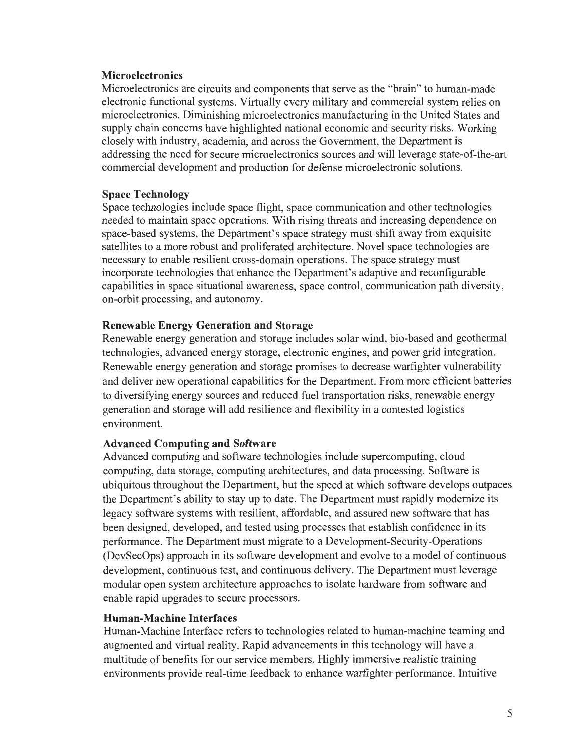**Microelectronics**

Microelectronics are circuits and components that serve as the "brain" to human-made electronic functional systems. Virtually every military and commercial system relies on microelectronics. Diminishing microelectronics manufacturing in the United States and supply chain concerns have highlighted national economic and security risks. Working closely with industry, academia, and across the Government, the Department is addressing the need for secure microelectronics sources and will leverage state-of-the-art commercial development and production for defense microelectronic solutions.

**Space Technology**

Space technologies include space flight, space communication and other technologies needed to maintain space operations. With rising threats and increasing dependence on space-based systems, the Department's space strategy must shift away from exquisite satellites to a more robust and proliferated architecture. Novel space technologies are necessary to enable resilient cross-domain operations. The space strategy must incorporate technologies that enhance the Department's adaptive and reconfigurable capabilities in space situational awareness, space control, communication path diversity, on-orbit processing, and autonomy.

**Renewable Energy Generation and Storage**

Renewable energy generation and storage includes solar wind, bio-based and geothermal technologies, advanced energy storage, electronic engines, and power grid integration. Renewable energy generation and storage promises to decrease warfighter vulnerability and deliver new operational capabilities for the Department. From more efficient batteries to diversifying energy sources and reduced fuel transportation risks, renewable energy generation and storage will add resilience and flexibility in a contested logistics environment.

**Advanced Computing and Software**

Advanced computing and software technologies include supercomputing, cloud computing, data storage, computing architectures, and data processing. Software is ubiquitous throughout the Department, but the speed at which software develops outpaces the Department's ability to stay up to date. The Department must rapidly modernize its legacy software systems with resilient, affordable, and assured new software that has been designed, developed, and tested using processes that establish confidence in its performance. The Department must migrate to a Development-Security-Operations (DevSecOps) approach in its software development and evolve to a model of continuous development, continuous test, and continuous delivery. The Department must leverage modular open system architecture approaches to isolate hardware from software and enable rapid upgrades to secure processors.

**Human-Machine Interfaces**

Human-Machine Interface refers to technologies related to human-machine teaming and augmented and virtual reality. Rapid advancements in this technology will have a multitude of benefits for our service members. Highly immersive realistic training environments provide real-time feedback to enhance warfighter performance. Intuitive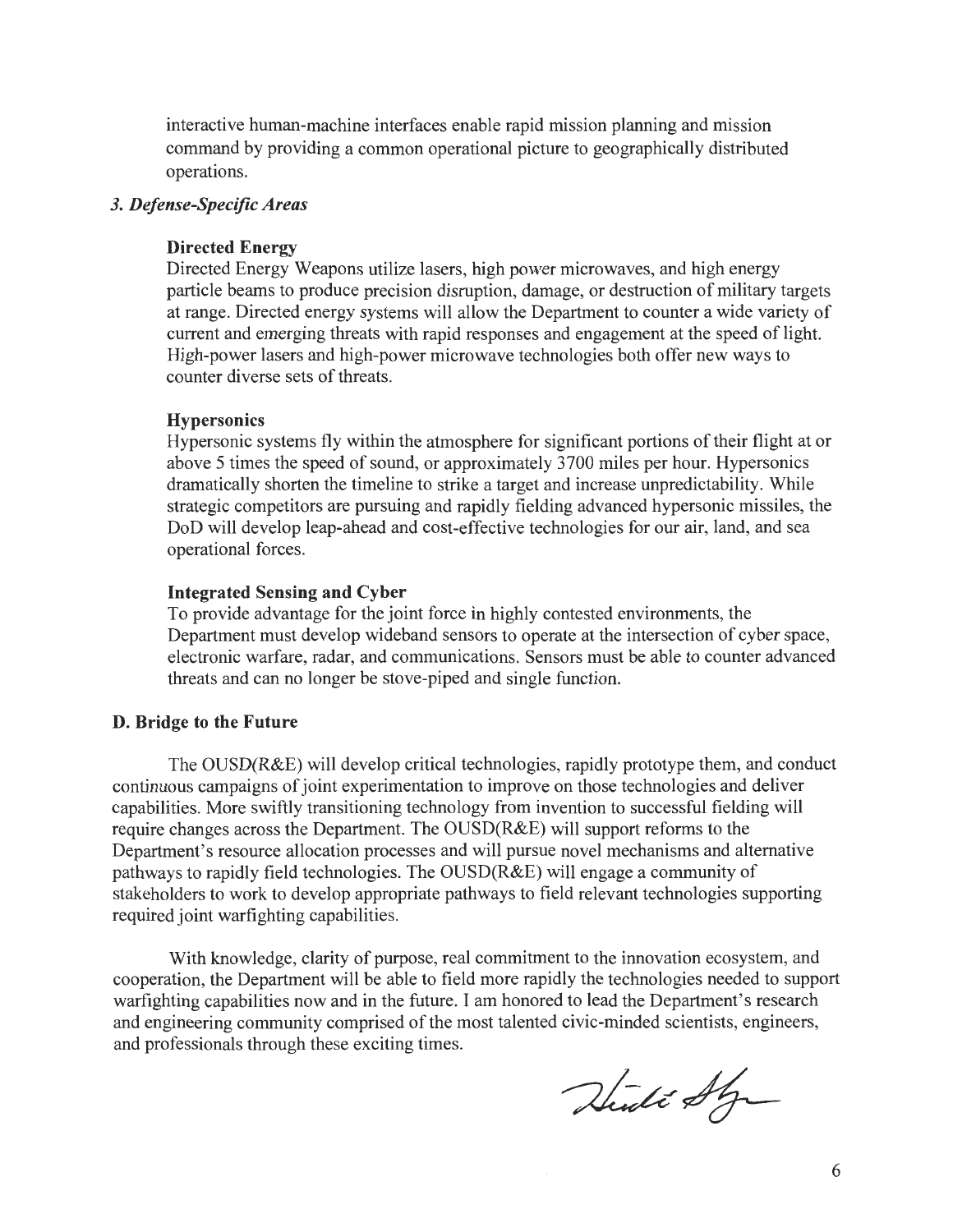interactive human-machine interfaces enable rapid mission planning and mission command by providing a common operational picture to geographically distributed operations.

### *3. Defense-Specific Areas*

**Directed Energy**

Directed Energy Weapons utilize lasers, high power microwaves, and high energy particle beams to produce precision disruption, damage, or destruction of military targets at range. Directed energy systems will allow the Department to counter a wide variety of current and emerging threats with rapid responses and engagement at the speed of light. High-power lasers and high-power microwave technologies both offer new ways to counter diverse sets of threats.

**Hypersonics**

Hypersonic systems fly within the atmosphere for significant portions of their flight at or above 5 times the speed of sound, or approximately 3700 miles per hour. Hypersonics dramatically shorten the timeline to strike a target and increase unpredictability. While strategic competitors are pursuing and rapidly fielding advanced hypersonic missiles, the DoD will develop leap-ahead and cost-effective technologies for our air, land, and sea operational forces.

**Integrated Sensing and Cyber**

To provide advantage for the joint force in highly contested environments, the Department must develop wideband sensors to operate at the intersection of cyber space, electronic warfare, radar, and communications. Sensors must be able to counter advanced threats and can no longer be stove-piped and single function.

## D. Bridge to the Future

The OUSD(R&E) will develop critical technologies, rapidly prototype them, and conduct continuous campaigns of joint experimentation to improve on those technologies and deliver capabilities. More swiftly transitioning technology from invention to successful fielding will require changes across the Department. The OUSD(R&E) will support reforms to the Department's resource allocation processes and will pursue novel mechanisms and alternative pathways to rapidly field technologies. The OUSD(R&E) will engage a community of stakeholders to work to develop appropriate pathways to field relevant technologies supporting required joint warfighting capabilities.

With knowledge, clarity of purpose, real commitment to the innovation ecosystem, and cooperation, the Department will be able to field more rapidly the technologies needed to support warfighting capabilities now and in the future. I am honored to lead the Department's research and engineering community comprised of the most talented civic-minded scientists, engineers, and professionals through these exciting times.